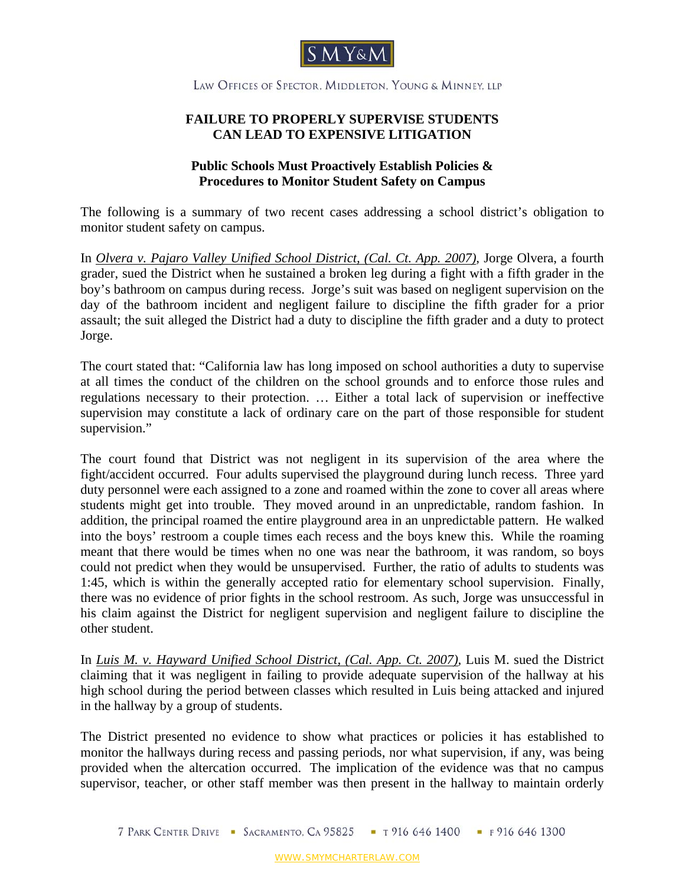SMY&M

LAW OFFICES OF SPECTOR, MIDDLETON, YOUNG & MINNEY, LLP

# FAILURE TO PROPERLY SUPERVISE STUDENTS CAN LEAD TO EXPENSIVE LITIGATION

## Public Schools Must Proactively Establish Policies & Procedures to Monitor Student Safety on Campus

The following is a summary of two recent cases addressing a school district's obligation to monitor student safety on campus.

In *Olvera v. Pajaro Valley Unified School District, (Cal. Ct. App. 2007)*, Jorge Olvera, a fourth grader, sued the District when he sustained a broken leg during a fight with a fifth grader in the boy's bathroom on campus during recess. Jorge's suit was based on negligent supervision on the day of the bathroom incident and negligent failure to discipline the fifth grader for a prior assault; the suit alleged the District had a duty to discipline the fifth grader and a duty to protect Jorge.

The court stated that: "California law has long imposed on school authorities a duty to supervise at all times the conduct of the children on the school grounds and to enforce those rules and regulations necessary to their protection. … Either a total lack of supervision or ineffective supervision may constitute a lack of ordinary care on the part of those responsible for student supervision."

The court found that District was not negligent in its supervision of the area where the fight/accident occurred. Four adults supervised the playground during lunch recess. Three yard duty personnel were each assigned to a zone and roamed within the zone to cover all areas where students might get into trouble. They moved around in an unpredictable, random fashion. In addition, the principal roamed the entire playground area in an unpredictable pattern. He walked into the boys' restroom a couple times each recess and the boys knew this. While the roaming meant that there would be times when no one was near the bathroom, it was random, so boys could not predict when they would be unsupervised. Further, the ratio of adults to students was 1:45, which is within the generally accepted ratio for elementary school supervision. Finally, there was no evidence of prior fights in the school restroom. As such, Jorge was unsuccessful in his claim against the District for negligent supervision and negligent failure to discipline the other student.

In *Luis M. v. Hayward Unified School District, (Cal. App. Ct. 2007)*, Luis M. sued the District claiming that it was negligent in failing to provide adequate supervision of the hallway at his high school during the period between classes which resulted in Luis being attacked and injured in the hallway by a group of students.

The District presented no evidence to show what practices or policies it has established to monitor the hallways during recess and passing periods, nor what supervision, if any, was being provided when the altercation occurred. The implication of the evidence was that no campus supervisor, teacher, or other staff member was then present in the hallway to maintain orderly

7 PARK CENTER DRIVE ▪ SACRAMENTO, CA 95825 ▪ T 916 646 1400 ▪ F 916 646 1300

WWW.SMYMCHARTERLAW.COM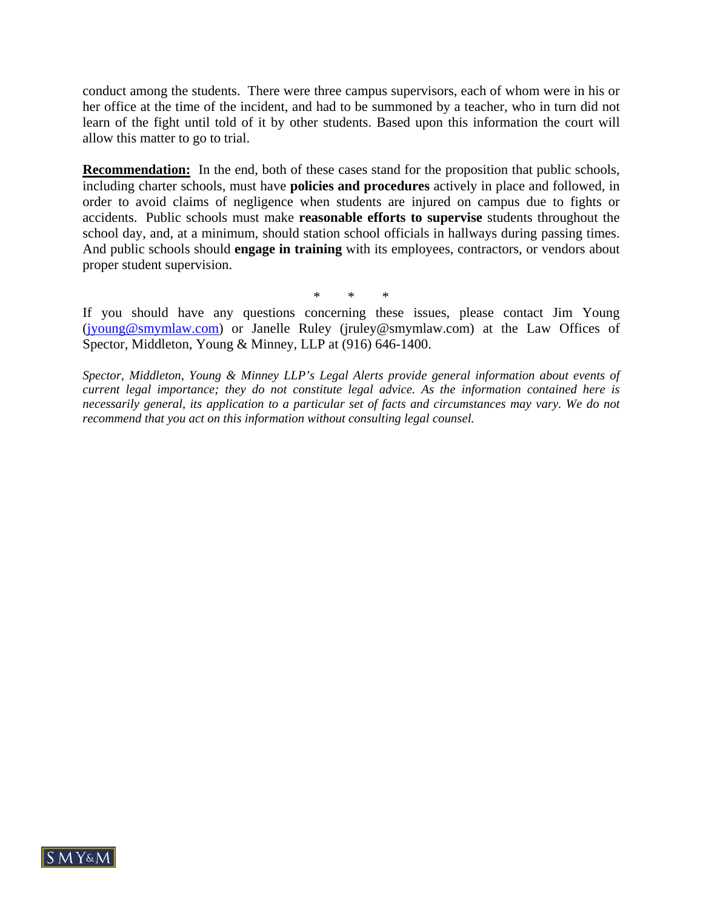conduct among the students. There were three campus supervisors, each of whom were in his or her office at the time of the incident, and had to be summoned by a teacher, who in turn did not learn of the fight until told of it by other students. Based upon this information the court will allow this matter to go to trial.

**Recommendation:** In the end, both of these cases stand for the proposition that public schools, including charter schools, must have **policies and procedures** actively in place and followed, in order to avoid claims of negligence when students are injured on campus due to fights or accidents. Public schools must make **reasonable efforts to supervise** students throughout the school day, and, at a minimum, should station school officials in hallways during passing times. And public schools should **engage in training** with its employees, contractors, or vendors about proper student supervision.

\* \* \*

If you should have any questions concerning these issues, please contact Jim Young (jyoung@smymlaw.com) or Janelle Ruley (jruley@smymlaw.com) at the Law Offices of Spector, Middleton, Young & Minney, LLP at (916) 646-1400.

*Spector, Middleton, Young & Minney LLP's Legal Alerts provide general information about events of current legal importance; they do not constitute legal advice. As the information contained here is necessarily general, its application to a particular set of facts and circumstances may vary. We do not recommend that you act on this information without consulting legal counsel.*